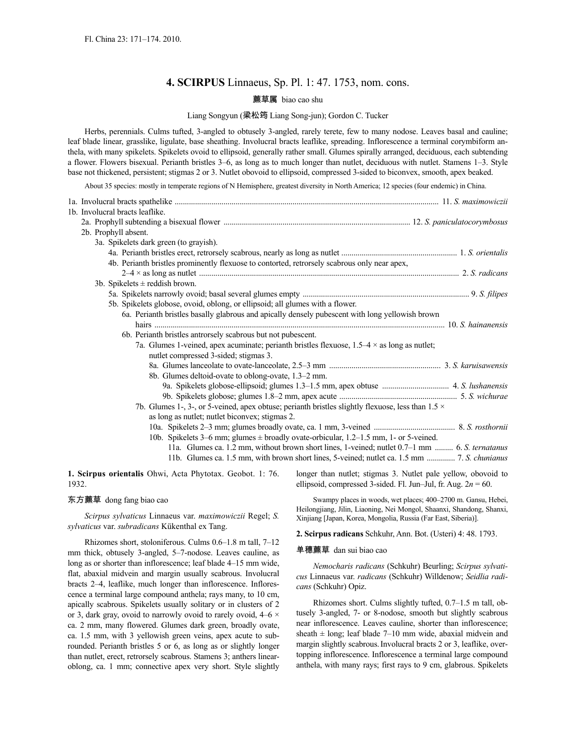Fl. China 23: 171–174. 2010.

# 4. SCIRPUS Linnaeus, Sp. Pl. 1: 47. 1753, nom. cons.

藨草属 biao cao shu

Liang Songyun (梁松筠 Liang Song-jun); Gordon C. Tucker

Herbs, perennials. Culms tufted, 3-angled to obtusely 3-angled, rarely terete, few to many nodose. Leaves basal and cauline; leaf blade linear, grasslike, ligulate, base sheathing. Involucral bracts leaflike, spreading. Inflorescence a terminal corymbiform anthela, with many spikelets. Spikelets ovoid to ellipsoid, generally rather small. Glumes spirally arranged, deciduous, each subtending a flower. Flowers bisexual. Perianth bristles 3–6, as long as to much longer than nutlet, deciduous with nutlet. Stamens 1–3. Style base not thickened, persistent; stigmas 2 or 3. Nutlet obovoid to ellipsoid, compressed 3-sided to biconvex, smooth, apex beaked.

About 35 species: mostly in temperate regions of N Hemisphere, greatest diversity in North America; 12 species (four endemic) in China.

1a. Involucral bracts spathelike .......... 11. *S. maximowiczii*
1b. Involucral bracts leaflike.
  2a. Prophyll subtending a bisexual flower .......... 12. *S. paniculatocorymbosus*
  2b. Prophyll absent.
    3a. Spikelets dark green (to grayish).
      4a. Perianth bristles erect, retrorsely scabrous, nearly as long as nutlet .......... 1. *S. orientalis*
      4b. Perianth bristles prominently flexuose to contorted, retrorsely scabrous only near apex, 2–4 × as long as nutlet .......... 2. *S. radicans*
    3b. Spikelets ± reddish brown.
      5a. Spikelets narrowly ovoid; basal several glumes empty .......... 9. *S. filipes*
      5b. Spikelets globose, ovoid, oblong, or ellipsoid; all glumes with a flower.
        6a. Perianth bristles basally glabrous and apically densely pubescent with long yellowish brown hairs .......... 10. *S. hainanensis*
        6b. Perianth bristles antrorsely scabrous but not pubescent.
          7a. Glumes 1-veined, apex acuminate; perianth bristles flexuose, 1.5–4 × as long as nutlet; nutlet compressed 3-sided; stigmas 3.
            8a. Glumes lanceolate to ovate-lanceolate, 2.5–3 mm .......... 3. *S. karuisawensis*
            8b. Glumes deltoid-ovate to oblong-ovate, 1.3–2 mm.
              9a. Spikelets globose-ellipsoid; glumes 1.3–1.5 mm, apex obtuse .......... 4. *S. lushanensis*
              9b. Spikelets globose; glumes 1.8–2 mm, apex acute .......... 5. *S. wichurae*
          7b. Glumes 1-, 3-, or 5-veined, apex obtuse; perianth bristles slightly flexuose, less than 1.5 × as long as nutlet; nutlet biconvex; stigmas 2.
            10a. Spikelets 2–3 mm; glumes broadly ovate, ca. 1 mm, 3-veined .......... 8. *S. rosthornii*
            10b. Spikelets 3–6 mm; glumes ± broadly ovate-orbicular, 1.2–1.5 mm, 1- or 5-veined.
              11a. Glumes ca. 1.2 mm, without brown short lines, 1-veined; nutlet 0.7–1 mm .......... 6. *S. ternatanus*
              11b. Glumes ca. 1.5 mm, with brown short lines, 5-veined; nutlet ca. 1.5 mm .......... 7. *S. chunianus*

**1. Scirpus orientalis** Ohwi, Acta Phytotax. Geobot. 1: 76. 1932.

东方藨草 dong fang biao cao

*Scirpus sylvaticus* Linnaeus var. *maximowiczii* Regel; *S. sylvaticus* var. *subradicans* Kükenthal ex Tang.

Rhizomes short, stoloniferous. Culms 0.6–1.8 m tall, 7–12 mm thick, obtusely 3-angled, 5–7-nodose. Leaves cauline, as long as or shorter than inflorescence; leaf blade 4–15 mm wide, flat, abaxial midvein and margin usually scabrous. Involucral bracts 2–4, leaflike, much longer than inflorescence. Inflorescence a terminal large compound anthela; rays many, to 10 cm, apically scabrous. Spikelets usually solitary or in clusters of 2 or 3, dark gray, ovoid to narrowly ovoid to rarely ovoid, 4–6 × ca. 2 mm, many flowered. Glumes dark green, broadly ovate, ca. 1.5 mm, with 3 yellowish green veins, apex acute to subrounded. Perianth bristles 5 or 6, as long as or slightly longer than nutlet, erect, retrorsely scabrous. Stamens 3; anthers linear-oblong, ca. 1 mm; connective apex very short. Style slightly longer than nutlet; stigmas 3. Nutlet pale yellow, obovoid to ellipsoid, compressed 3-sided. Fl. Jun–Jul, fr. Aug. $2n = 60$.

Swampy places in woods, wet places; 400–2700 m. Gansu, Hebei, Heilongjiang, Jilin, Liaoning, Nei Mongol, Shaanxi, Shandong, Shanxi, Xinjiang [Japan, Korea, Mongolia, Russia (Far East, Siberia)].

**2. Scirpus radicans** Schkuhr, Ann. Bot. (Usteri) 4: 48. 1793.

单穗藨草 dan sui biao cao

*Nemocharis radicans* (Schkuhr) Beurling; *Scirpus sylvaticus* Linnaeus var. *radicans* (Schkuhr) Willdenow; *Seidlia radicans* (Schkuhr) Opiz.

Rhizomes short. Culms slightly tufted, 0.7–1.5 m tall, obtusely 3-angled, 7- or 8-nodose, smooth but slightly scabrous near inflorescence. Leaves cauline, shorter than inflorescence; sheath ± long; leaf blade 7–10 mm wide, abaxial midvein and margin slightly scabrous. Involucral bracts 2 or 3, leaflike, overtopping inflorescence. Inflorescence a terminal large compound anthela, with many rays; first rays to 9 cm, glabrous. Spikelets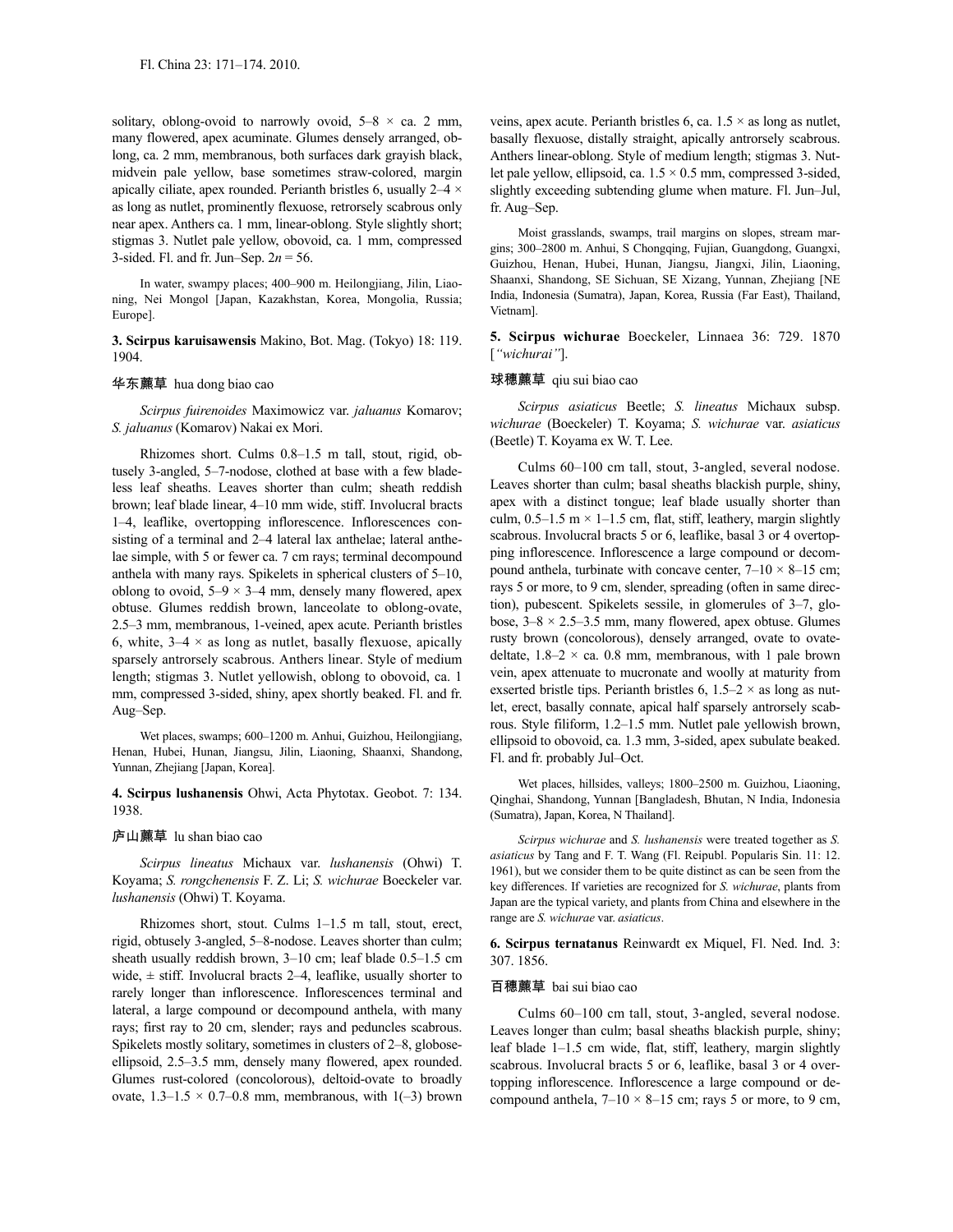solitary, oblong-ovoid to narrowly ovoid, 5–8 × ca. 2 mm, many flowered, apex acuminate. Glumes densely arranged, oblong, ca. 2 mm, membranous, both surfaces dark grayish black, midvein pale yellow, base sometimes straw-colored, margin apically ciliate, apex rounded. Perianth bristles 6, usually 2–4 × as long as nutlet, prominently flexuose, retrorsely scabrous only near apex. Anthers ca. 1 mm, linear-oblong. Style slightly short; stigmas 3. Nutlet pale yellow, obovoid, ca. 1 mm, compressed 3-sided. Fl. and fr. Jun–Sep. 2*n* = 56.

In water, swampy places; 400–900 m. Heilongjiang, Jilin, Liaoning, Nei Mongol [Japan, Kazakhstan, Korea, Mongolia, Russia; Europe].

**3. Scirpus karuisawensis** Makino, Bot. Mag. (Tokyo) 18: 119. 1904.

**华东藨草** hua dong biao cao

*Scirpus fuirenoides* Maximowicz var. *jaluanus* Komarov; *S. jaluanus* (Komarov) Nakai ex Mori.

Rhizomes short. Culms 0.8–1.5 m tall, stout, rigid, obtusely 3-angled, 5–7-nodose, clothed at base with a few bladeless leaf sheaths. Leaves shorter than culm; sheath reddish brown; leaf blade linear, 4–10 mm wide, stiff. Involucral bracts 1–4, leaflike, overtopping inflorescence. Inflorescences consisting of a terminal and 2–4 lateral lax anthelae; lateral anthelae simple, with 5 or fewer ca. 7 cm rays; terminal decompound anthela with many rays. Spikelets in spherical clusters of 5–10, oblong to ovoid, 5–9 × 3–4 mm, densely many flowered, apex obtuse. Glumes reddish brown, lanceolate to oblong-ovate, 2.5–3 mm, membranous, 1-veined, apex acute. Perianth bristles 6, white, 3–4 × as long as nutlet, basally flexuose, apically sparsely antrorsely scabrous. Anthers linear. Style of medium length; stigmas 3. Nutlet yellowish, oblong to obovoid, ca. 1 mm, compressed 3-sided, shiny, apex shortly beaked. Fl. and fr. Aug–Sep.

Wet places, swamps; 600–1200 m. Anhui, Guizhou, Heilongjiang, Henan, Hubei, Hunan, Jiangsu, Jilin, Liaoning, Shaanxi, Shandong, Yunnan, Zhejiang [Japan, Korea].

**4. Scirpus lushanensis** Ohwi, Acta Phytotax. Geobot. 7: 134. 1938.

**庐山藨草** lu shan biao cao

*Scirpus lineatus* Michaux var. *lushanensis* (Ohwi) T. Koyama; *S. rongchenensis* F. Z. Li; *S. wichurae* Boeckeler var. *lushanensis* (Ohwi) T. Koyama.

Rhizomes short, stout. Culms 1–1.5 m tall, stout, erect, rigid, obtusely 3-angled, 5–8-nodose. Leaves shorter than culm; sheath usually reddish brown, 3–10 cm; leaf blade 0.5–1.5 cm wide, ± stiff. Involucral bracts 2–4, leaflike, usually shorter to rarely longer than inflorescence. Inflorescences terminal and lateral, a large compound or decompound anthela, with many rays; first ray to 20 cm, slender; rays and peduncles scabrous. Spikelets mostly solitary, sometimes in clusters of 2–8, globose-ellipsoid, 2.5–3.5 mm, densely many flowered, apex rounded. Glumes rust-colored (concolorous), deltoid-ovate to broadly ovate, 1.3–1.5 × 0.7–0.8 mm, membranous, with 1(–3) brown veins, apex acute. Perianth bristles 6, ca. 1.5 × as long as nutlet, basally flexuose, distally straight, apically antrorsely scabrous. Anthers linear-oblong. Style of medium length; stigmas 3. Nutlet pale yellow, ellipsoid, ca. 1.5 × 0.5 mm, compressed 3-sided, slightly exceeding subtending glume when mature. Fl. Jun–Jul, fr. Aug–Sep.

Moist grasslands, swamps, trail margins on slopes, stream margins; 300–2800 m. Anhui, S Chongqing, Fujian, Guangdong, Guangxi, Guizhou, Henan, Hubei, Hunan, Jiangsu, Jiangxi, Jilin, Liaoning, Shaanxi, Shandong, SE Sichuan, SE Xizang, Yunnan, Zhejiang [NE India, Indonesia (Sumatra), Japan, Korea, Russia (Far East), Thailand, Vietnam].

**5. Scirpus wichurae** Boeckeler, Linnaea 36: 729. 1870 [*"wichurai"*].

**球穗藨草** qiu sui biao cao

*Scirpus asiaticus* Beetle; *S. lineatus* Michaux subsp. *wichurae* (Boeckeler) T. Koyama; *S. wichurae* var. *asiaticus* (Beetle) T. Koyama ex W. T. Lee.

Culms 60–100 cm tall, stout, 3-angled, several nodose. Leaves shorter than culm; basal sheaths blackish purple, shiny, apex with a distinct tongue; leaf blade usually shorter than culm, 0.5–1.5 m × 1–1.5 cm, flat, stiff, leathery, margin slightly scabrous. Involucral bracts 5 or 6, leaflike, basal 3 or 4 overtopping inflorescence. Inflorescence a large compound or decompound anthela, turbinate with concave center, 7–10 × 8–15 cm; rays 5 or more, to 9 cm, slender, spreading (often in same direction), pubescent. Spikelets sessile, in glomerules of 3–7, globose, 3–8 × 2.5–3.5 mm, many flowered, apex obtuse. Glumes rusty brown (concolorous), densely arranged, ovate to ovate-deltate, 1.8–2 × ca. 0.8 mm, membranous, with 1 pale brown vein, apex attenuate to mucronate and woolly at maturity from exserted bristle tips. Perianth bristles 6, 1.5–2 × as long as nutlet, erect, basally connate, apical half sparsely antrorsely scabrous. Style filiform, 1.2–1.5 mm. Nutlet pale yellowish brown, ellipsoid to obovoid, ca. 1.3 mm, 3-sided, apex subulate beaked. Fl. and fr. probably Jul–Oct.

Wet places, hillsides, valleys; 1800–2500 m. Guizhou, Liaoning, Qinghai, Shandong, Yunnan [Bangladesh, Bhutan, N India, Indonesia (Sumatra), Japan, Korea, N Thailand].

*Scirpus wichurae* and *S. lushanensis* were treated together as *S. asiaticus* by Tang and F. T. Wang (Fl. Reipubl. Popularis Sin. 11: 12. 1961), but we consider them to be quite distinct as can be seen from the key differences. If varieties are recognized for *S. wichurae*, plants from Japan are the typical variety, and plants from China and elsewhere in the range are *S. wichurae* var. *asiaticus*.

**6. Scirpus ternatanus** Reinwardt ex Miquel, Fl. Ned. Ind. 3: 307. 1856.

**百穗藨草** bai sui biao cao

Culms 60–100 cm tall, stout, 3-angled, several nodose. Leaves longer than culm; basal sheaths blackish purple, shiny; leaf blade 1–1.5 cm wide, flat, stiff, leathery, margin slightly scabrous. Involucral bracts 5 or 6, leaflike, basal 3 or 4 overtopping inflorescence. Inflorescence a large compound or decompound anthela, 7–10 × 8–15 cm; rays 5 or more, to 9 cm,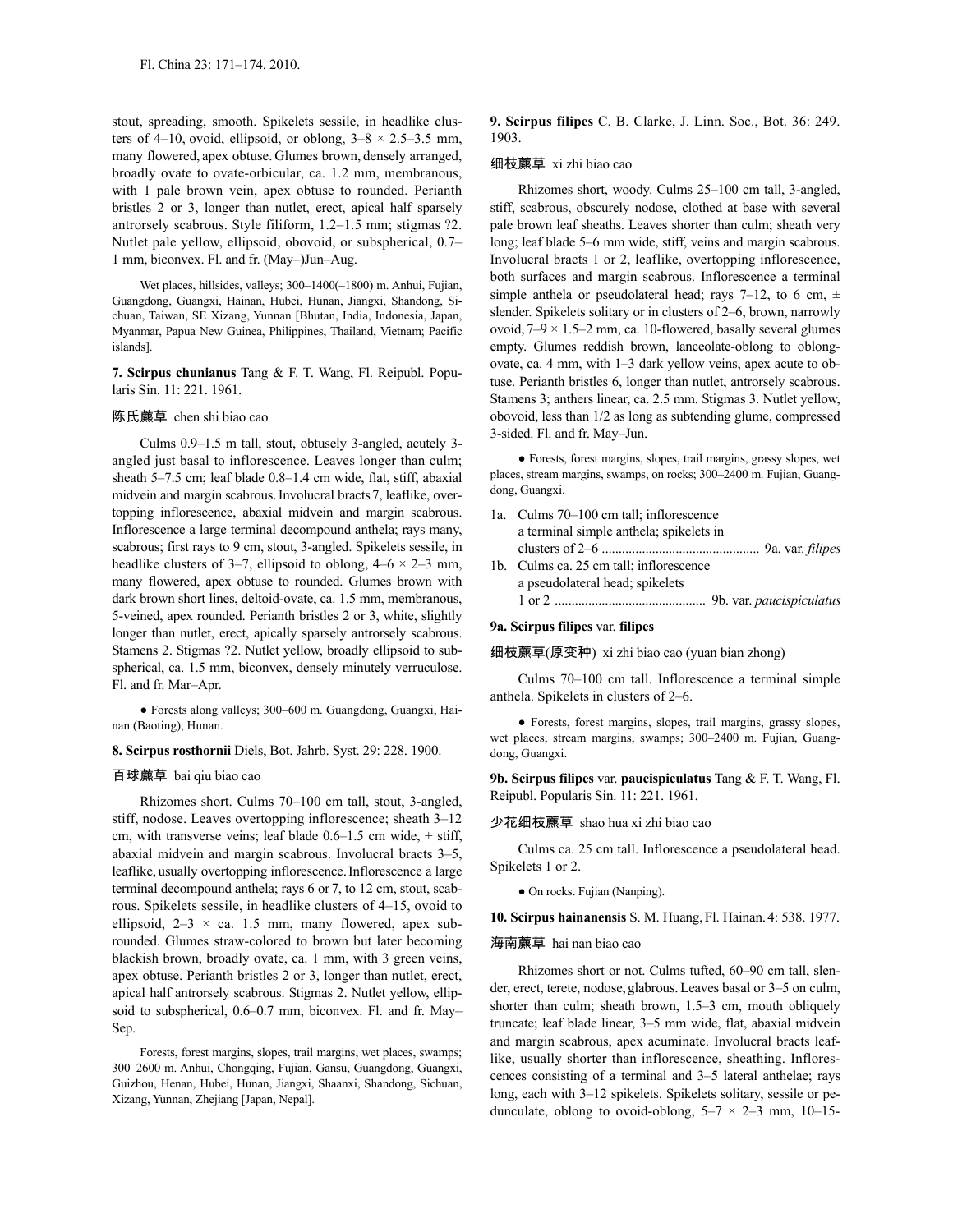stout, spreading, smooth. Spikelets sessile, in headlike clusters of 4–10, ovoid, ellipsoid, or oblong, 3–8 × 2.5–3.5 mm, many flowered, apex obtuse. Glumes brown, densely arranged, broadly ovate to ovate-orbicular, ca. 1.2 mm, membranous, with 1 pale brown vein, apex obtuse to rounded. Perianth bristles 2 or 3, longer than nutlet, erect, apical half sparsely antrorsely scabrous. Style filiform, 1.2–1.5 mm; stigmas ?2. Nutlet pale yellow, ellipsoid, obovoid, or subspherical, 0.7–1 mm, biconvex. Fl. and fr. (May–)Jun–Aug.

Wet places, hillsides, valleys; 300–1400(–1800) m. Anhui, Fujian, Guangdong, Guangxi, Hainan, Hubei, Hunan, Jiangxi, Shandong, Sichuan, Taiwan, SE Xizang, Yunnan [Bhutan, India, Indonesia, Japan, Myanmar, Papua New Guinea, Philippines, Thailand, Vietnam; Pacific islands].

**7. Scirpus chunianus** Tang & F. T. Wang, Fl. Reipubl. Popularis Sin. 11: 221. 1961.

陈氏藨草 chen shi biao cao

Culms 0.9–1.5 m tall, stout, obtusely 3-angled, acutely 3-angled just basal to inflorescence. Leaves longer than culm; sheath 5–7.5 cm; leaf blade 0.8–1.4 cm wide, flat, stiff, abaxial midvein and margin scabrous. Involucral bracts 7, leaflike, overtopping inflorescence, abaxial midvein and margin scabrous. Inflorescence a large terminal decompound anthela; rays many, scabrous; first rays to 9 cm, stout, 3-angled. Spikelets sessile, in headlike clusters of 3–7, ellipsoid to oblong, 4–6 × 2–3 mm, many flowered, apex obtuse to rounded. Glumes brown with dark brown short lines, deltoid-ovate, ca. 1.5 mm, membranous, 5-veined, apex rounded. Perianth bristles 2 or 3, white, slightly longer than nutlet, erect, apically sparsely antrorsely scabrous. Stamens 2. Stigmas ?2. Nutlet yellow, broadly ellipsoid to subspherical, ca. 1.5 mm, biconvex, densely minutely verruculose. Fl. and fr. Mar–Apr.

● Forests along valleys; 300–600 m. Guangdong, Guangxi, Hainan (Baoting), Hunan.

**8. Scirpus rosthornii** Diels, Bot. Jahrb. Syst. 29: 228. 1900.

百球藨草 bai qiu biao cao

Rhizomes short. Culms 70–100 cm tall, stout, 3-angled, stiff, nodose. Leaves overtopping inflorescence; sheath 3–12 cm, with transverse veins; leaf blade 0.6–1.5 cm wide, ± stiff, abaxial midvein and margin scabrous. Involucral bracts 3–5, leaflike, usually overtopping inflorescence. Inflorescence a large terminal decompound anthela; rays 6 or 7, to 12 cm, stout, scabrous. Spikelets sessile, in headlike clusters of 4–15, ovoid to ellipsoid, 2–3 × ca. 1.5 mm, many flowered, apex subrounded. Glumes straw-colored to brown but later becoming blackish brown, broadly ovate, ca. 1 mm, with 3 green veins, apex obtuse. Perianth bristles 2 or 3, longer than nutlet, erect, apical half antrorsely scabrous. Stigmas 2. Nutlet yellow, ellipsoid to subspherical, 0.6–0.7 mm, biconvex. Fl. and fr. May–Sep.

Forests, forest margins, slopes, trail margins, wet places, swamps; 300–2600 m. Anhui, Chongqing, Fujian, Gansu, Guangdong, Guangxi, Guizhou, Henan, Hubei, Hunan, Jiangxi, Shaanxi, Shandong, Sichuan, Xizang, Yunnan, Zhejiang [Japan, Nepal].

**9. Scirpus filipes** C. B. Clarke, J. Linn. Soc., Bot. 36: 249. 1903.

细枝藨草 xi zhi biao cao

Rhizomes short, woody. Culms 25–100 cm tall, 3-angled, stiff, scabrous, obscurely nodose, clothed at base with several pale brown leaf sheaths. Leaves shorter than culm; sheath very long; leaf blade 5–6 mm wide, stiff, veins and margin scabrous. Involucral bracts 1 or 2, leaflike, overtopping inflorescence, both surfaces and margin scabrous. Inflorescence a terminal simple anthela or pseudolateral head; rays 7–12, to 6 cm, ± slender. Spikelets solitary or in clusters of 2–6, brown, narrowly ovoid, 7–9 × 1.5–2 mm, ca. 10-flowered, basally several glumes empty. Glumes reddish brown, lanceolate-oblong to oblong-ovate, ca. 4 mm, with 1–3 dark yellow veins, apex acute to obtuse. Perianth bristles 6, longer than nutlet, antrorsely scabrous. Stamens 3; anthers linear, ca. 2.5 mm. Stigmas 3. Nutlet yellow, obovoid, less than 1/2 as long as subtending glume, compressed 3-sided. Fl. and fr. May–Jun.

● Forests, forest margins, slopes, trail margins, grassy slopes, wet places, stream margins, swamps, on rocks; 300–2400 m. Fujian, Guangdong, Guangxi.

1a. Culms 70–100 cm tall; inflorescence a terminal simple anthela; spikelets in clusters of 2–6 .............................................. 9a. var. *filipes*
1b. Culms ca. 25 cm tall; inflorescence a pseudolateral head; spikelets 1 or 2 ............................................ 9b. var. *paucispiculatus*

**9a. Scirpus filipes** var. **filipes**

细枝藨草(原变种) xi zhi biao cao (yuan bian zhong)

Culms 70–100 cm tall. Inflorescence a terminal simple anthela. Spikelets in clusters of 2–6.

● Forests, forest margins, slopes, trail margins, grassy slopes, wet places, stream margins, swamps; 300–2400 m. Fujian, Guangdong, Guangxi.

**9b. Scirpus filipes** var. **paucispiculatus** Tang & F. T. Wang, Fl. Reipubl. Popularis Sin. 11: 221. 1961.

少花细枝藨草 shao hua xi zhi biao cao

Culms ca. 25 cm tall. Inflorescence a pseudolateral head. Spikelets 1 or 2.

● On rocks. Fujian (Nanping).

**10. Scirpus hainanensis** S. M. Huang, Fl. Hainan. 4: 538. 1977.

海南藨草 hai nan biao cao

Rhizomes short or not. Culms tufted, 60–90 cm tall, slender, erect, terete, nodose, glabrous. Leaves basal or 3–5 on culm, shorter than culm; sheath brown, 1.5–3 cm, mouth obliquely truncate; leaf blade linear, 3–5 mm wide, flat, abaxial midvein and margin scabrous, apex acuminate. Involucral bracts leaflike, usually shorter than inflorescence, sheathing. Inflorescences consisting of a terminal and 3–5 lateral anthelae; rays long, each with 3–12 spikelets. Spikelets solitary, sessile or pedunculate, oblong to ovoid-oblong, 5–7 × 2–3 mm, 10–15-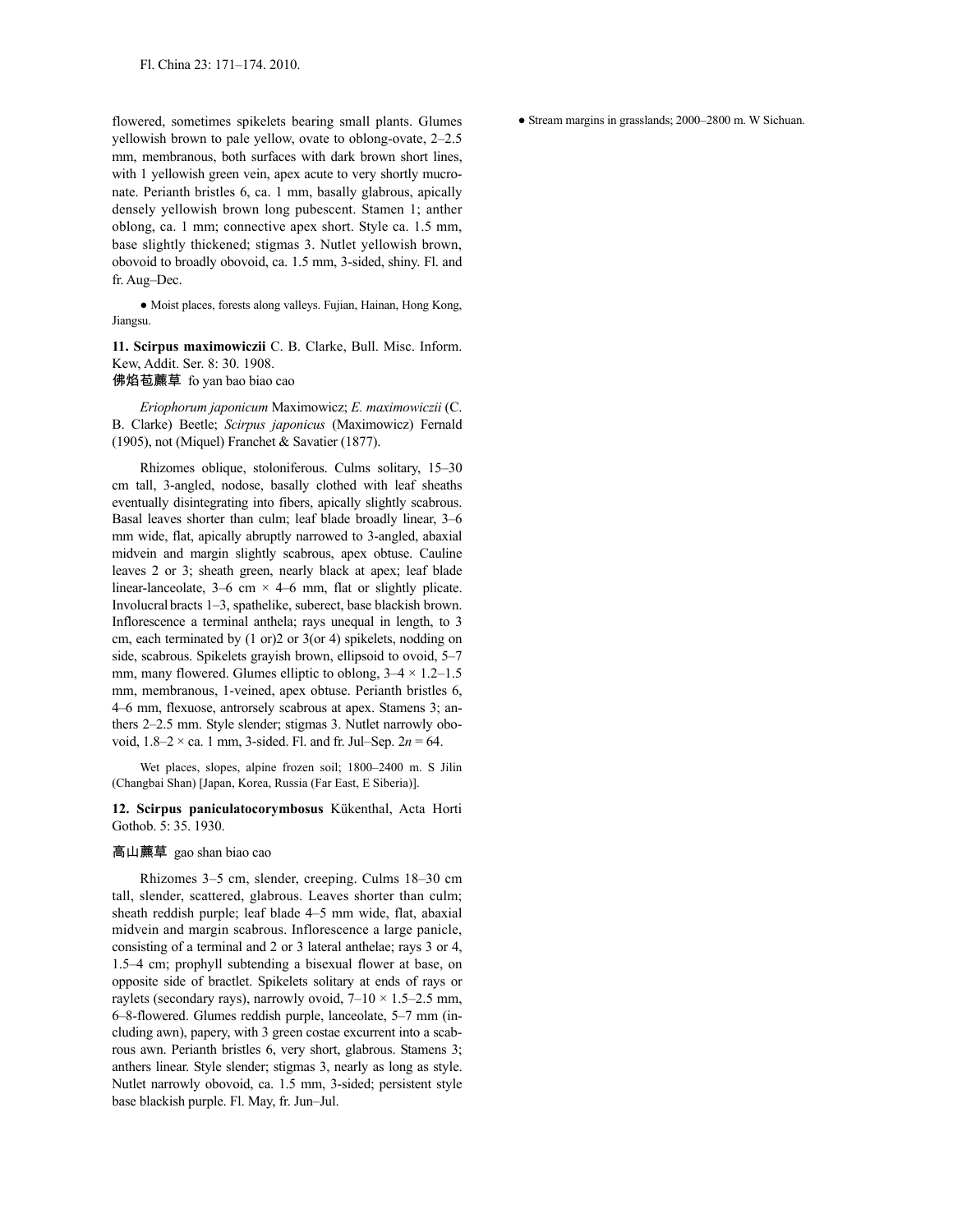flowered, sometimes spikelets bearing small plants. Glumes yellowish brown to pale yellow, ovate to oblong-ovate, 2–2.5 mm, membranous, both surfaces with dark brown short lines, with 1 yellowish green vein, apex acute to very shortly mucronate. Perianth bristles 6, ca. 1 mm, basally glabrous, apically densely yellowish brown long pubescent. Stamen 1; anther oblong, ca. 1 mm; connective apex short. Style ca. 1.5 mm, base slightly thickened; stigmas 3. Nutlet yellowish brown, obovoid to broadly obovoid, ca. 1.5 mm, 3-sided, shiny. Fl. and fr. Aug–Dec.

● Moist places, forests along valleys. Fujian, Hainan, Hong Kong, Jiangsu.

**11. Scirpus maximowiczii** C. B. Clarke, Bull. Misc. Inform. Kew, Addit. Ser. 8: 30. 1908.

佛焰苞藨草 fo yan bao biao cao

*Eriophorum japonicum* Maximowicz; *E. maximowiczii* (C. B. Clarke) Beetle; *Scirpus japonicus* (Maximowicz) Fernald (1905), not (Miquel) Franchet & Savatier (1877).

Rhizomes oblique, stoloniferous. Culms solitary, 15–30 cm tall, 3-angled, nodose, basally clothed with leaf sheaths eventually disintegrating into fibers, apically slightly scabrous. Basal leaves shorter than culm; leaf blade broadly linear, 3–6 mm wide, flat, apically abruptly narrowed to 3-angled, abaxial midvein and margin slightly scabrous, apex obtuse. Cauline leaves 2 or 3; sheath green, nearly black at apex; leaf blade linear-lanceolate, 3–6 cm × 4–6 mm, flat or slightly plicate. Involucral bracts 1–3, spathelike, suberect, base blackish brown. Inflorescence a terminal anthela; rays unequal in length, to 3 cm, each terminated by (1 or)2 or 3(or 4) spikelets, nodding on side, scabrous. Spikelets grayish brown, ellipsoid to ovoid, 5–7 mm, many flowered. Glumes elliptic to oblong, 3–4 × 1.2–1.5 mm, membranous, 1-veined, apex obtuse. Perianth bristles 6, 4–6 mm, flexuose, antrorsely scabrous at apex. Stamens 3; anthers 2–2.5 mm. Style slender; stigmas 3. Nutlet narrowly obovoid, 1.8–2 × ca. 1 mm, 3-sided. Fl. and fr. Jul–Sep. $2n = 64$.

Wet places, slopes, alpine frozen soil; 1800–2400 m. S Jilin (Changbai Shan) [Japan, Korea, Russia (Far East, E Siberia)].

**12. Scirpus paniculatocorymbosus** Kükenthal, Acta Horti Gothob. 5: 35. 1930.

高山藨草 gao shan biao cao

Rhizomes 3–5 cm, slender, creeping. Culms 18–30 cm tall, slender, scattered, glabrous. Leaves shorter than culm; sheath reddish purple; leaf blade 4–5 mm wide, flat, abaxial midvein and margin scabrous. Inflorescence a large panicle, consisting of a terminal and 2 or 3 lateral anthelae; rays 3 or 4, 1.5–4 cm; prophyll subtending a bisexual flower at base, on opposite side of bractlet. Spikelets solitary at ends of rays or raylets (secondary rays), narrowly ovoid, 7–10 × 1.5–2.5 mm, 6–8-flowered. Glumes reddish purple, lanceolate, 5–7 mm (including awn), papery, with 3 green costae excurrent into a scabrous awn. Perianth bristles 6, very short, glabrous. Stamens 3; anthers linear. Style slender; stigmas 3, nearly as long as style. Nutlet narrowly obovoid, ca. 1.5 mm, 3-sided; persistent style base blackish purple. Fl. May, fr. Jun–Jul.

● Stream margins in grasslands; 2000–2800 m. W Sichuan.